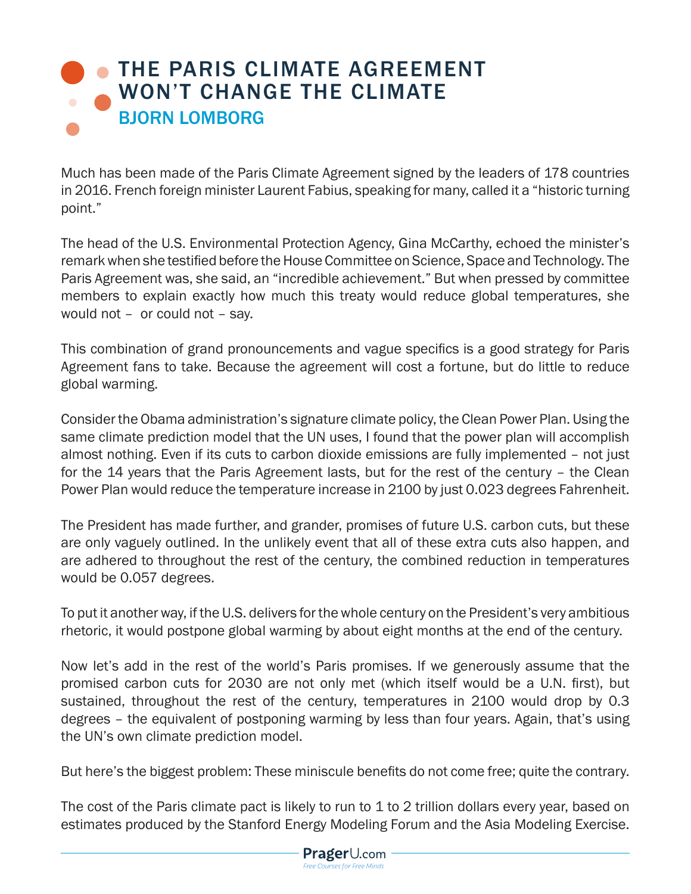# THE PARIS CLIMATE AGREEMENT WON'T CHANGE THE CLIMATE

## BJORN LOMBORG

Much has been made of the Paris Climate Agreement signed by the leaders of 178 countries in 2016. French foreign minister Laurent Fabius, speaking for many, called it a "historic turning point."

The head of the U.S. Environmental Protection Agency, Gina McCarthy, echoed the minister's remark when she testified before the House Committee on Science, Space and Technology. The Paris Agreement was, she said, an "incredible achievement." But when pressed by committee members to explain exactly how much this treaty would reduce global temperatures, she would not – or could not – say.

This combination of grand pronouncements and vague specifics is a good strategy for Paris Agreement fans to take. Because the agreement will cost a fortune, but do little to reduce global warming.

Consider the Obama administration's signature climate policy, the Clean Power Plan. Using the same climate prediction model that the UN uses, I found that the power plan will accomplish almost nothing. Even if its cuts to carbon dioxide emissions are fully implemented – not just for the 14 years that the Paris Agreement lasts, but for the rest of the century – the Clean Power Plan would reduce the temperature increase in 2100 by just 0.023 degrees Fahrenheit.

The President has made further, and grander, promises of future U.S. carbon cuts, but these are only vaguely outlined. In the unlikely event that all of these extra cuts also happen, and are adhered to throughout the rest of the century, the combined reduction in temperatures would be 0.057 degrees.

To put it another way, if the U.S. delivers for the whole century on the President's very ambitious rhetoric, it would postpone global warming by about eight months at the end of the century.

Now let's add in the rest of the world's Paris promises. If we generously assume that the promised carbon cuts for 2030 are not only met (which itself would be a U.N. first), but sustained, throughout the rest of the century, temperatures in 2100 would drop by 0.3 degrees – the equivalent of postponing warming by less than four years. Again, that's using the UN's own climate prediction model.

But here's the biggest problem: These miniscule benefits do not come free; quite the contrary.

The cost of the Paris climate pact is likely to run to 1 to 2 trillion dollars every year, based on estimates produced by the Stanford Energy Modeling Forum and the Asia Modeling Exercise.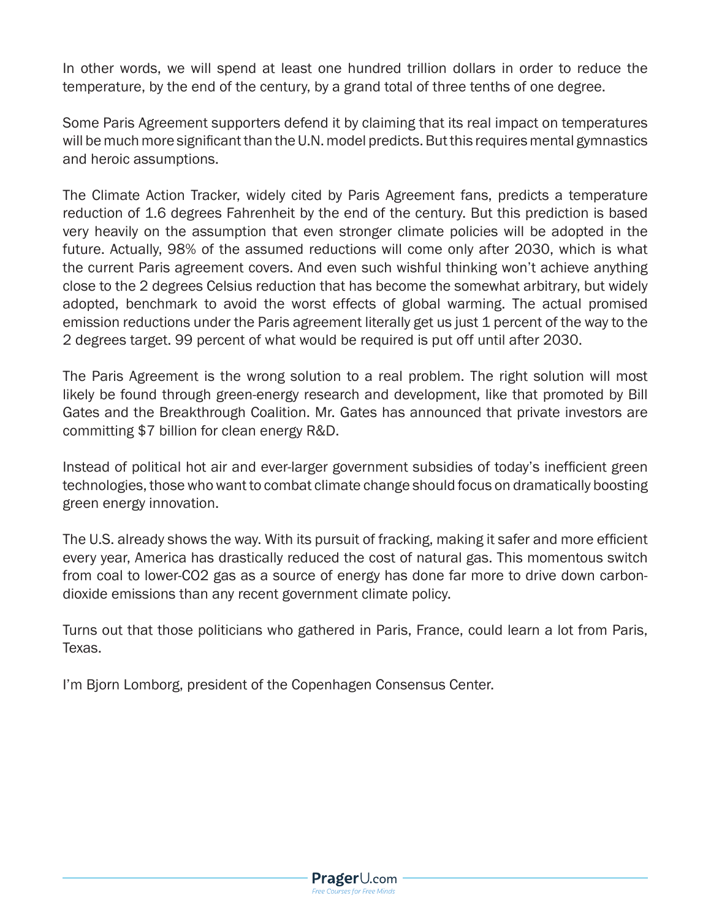In other words, we will spend at least one hundred trillion dollars in order to reduce the temperature, by the end of the century, by a grand total of three tenths of one degree.

Some Paris Agreement supporters defend it by claiming that its real impact on temperatures will be much more significant than the U.N. model predicts. But this requires mental gymnastics and heroic assumptions.

The Climate Action Tracker, widely cited by Paris Agreement fans, predicts a temperature reduction of 1.6 degrees Fahrenheit by the end of the century. But this prediction is based very heavily on the assumption that even stronger climate policies will be adopted in the future. Actually, 98% of the assumed reductions will come only after 2030, which is what the current Paris agreement covers. And even such wishful thinking won't achieve anything close to the 2 degrees Celsius reduction that has become the somewhat arbitrary, but widely adopted, benchmark to avoid the worst effects of global warming. The actual promised emission reductions under the Paris agreement literally get us just 1 percent of the way to the 2 degrees target. 99 percent of what would be required is put off until after 2030.

The Paris Agreement is the wrong solution to a real problem. The right solution will most likely be found through green-energy research and development, like that promoted by Bill Gates and the Breakthrough Coalition. Mr. Gates has announced that private investors are committing $7 billion for clean energy R&D.

Instead of political hot air and ever-larger government subsidies of today's inefficient green technologies, those who want to combat climate change should focus on dramatically boosting green energy innovation.

The U.S. already shows the way. With its pursuit of fracking, making it safer and more efficient every year, America has drastically reduced the cost of natural gas. This momentous switch from coal to lower-$CO_2$ gas as a source of energy has done far more to drive down carbon-dioxide emissions than any recent government climate policy.

Turns out that those politicians who gathered in Paris, France, could learn a lot from Paris, Texas.

I'm Bjorn Lomborg, president of the Copenhagen Consensus Center.